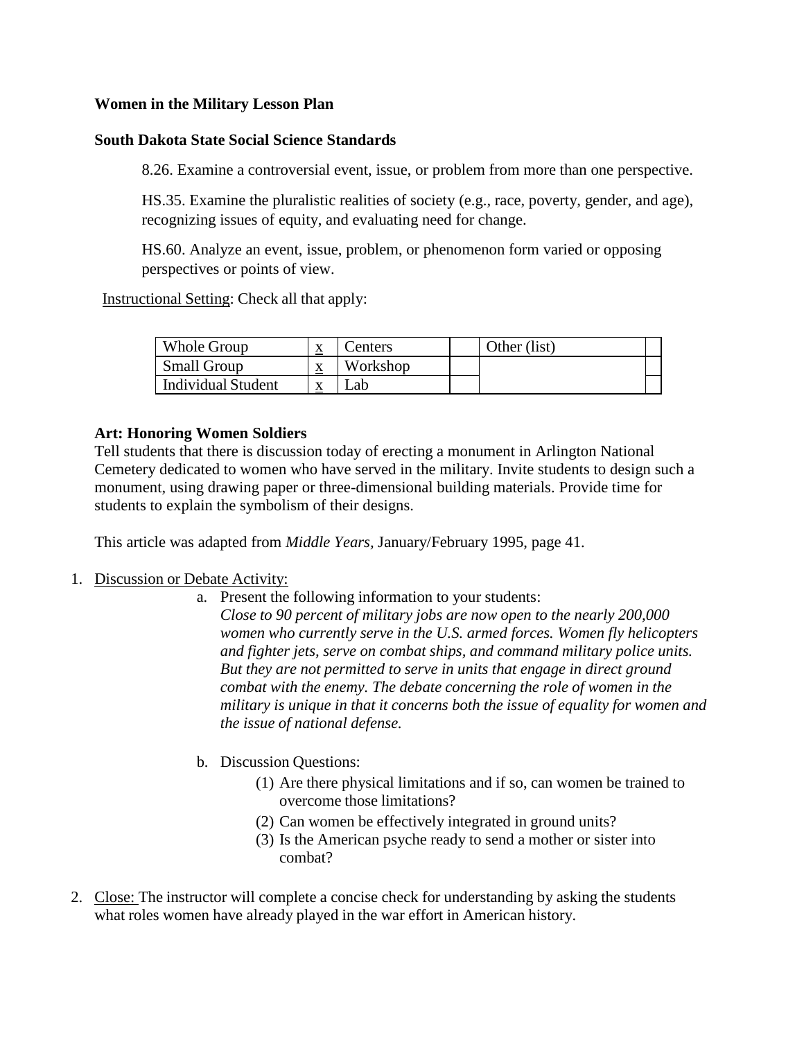**Women in the Military Lesson Plan**

**South Dakota State Social Science Standards**

8.26. Examine a controversial event, issue, or problem from more than one perspective.

HS.35. Examine the pluralistic realities of society (e.g., race, poverty, gender, and age), recognizing issues of equity, and evaluating need for change.

HS.60. Analyze an event, issue, problem, or phenomenon form varied or opposing perspectives or points of view.

Instructional Setting: Check all that apply:

| Whole Group | x | Centers | | Other (list) | |
|---|---|---|---|---|---|
| Small Group | x | Workshop | | | |
| Individual Student | x | Lab | | | |

**Art: Honoring Women Soldiers**

Tell students that there is discussion today of erecting a monument in Arlington National Cemetery dedicated to women who have served in the military. Invite students to design such a monument, using drawing paper or three-dimensional building materials. Provide time for students to explain the symbolism of their designs.

This article was adapted from *Middle Years,* January/February 1995, page 41.

1. Discussion or Debate Activity:
   a. Present the following information to your students:
      *Close to 90 percent of military jobs are now open to the nearly 200,000 women who currently serve in the U.S. armed forces. Women fly helicopters and fighter jets, serve on combat ships, and command military police units. But they are not permitted to serve in units that engage in direct ground combat with the enemy. The debate concerning the role of women in the military is unique in that it concerns both the issue of equality for women and the issue of national defense.*

   b. Discussion Questions:
      (1) Are there physical limitations and if so, can women be trained to overcome those limitations?
      (2) Can women be effectively integrated in ground units?
      (3) Is the American psyche ready to send a mother or sister into combat?

2. Close: The instructor will complete a concise check for understanding by asking the students what roles women have already played in the war effort in American history.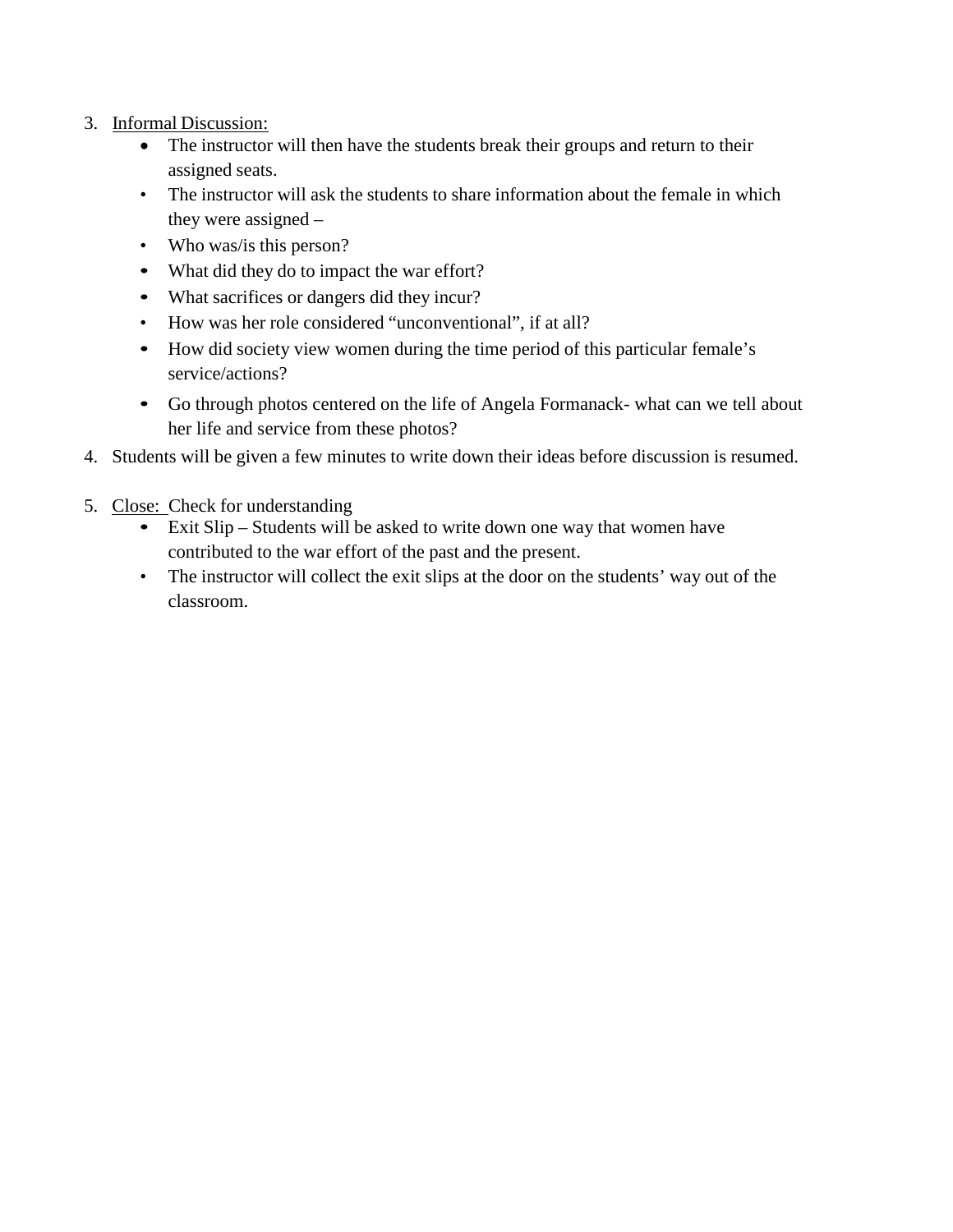3. Informal Discussion:
    - The instructor will then have the students break their groups and return to their assigned seats.
    - The instructor will ask the students to share information about the female in which they were assigned –
    - Who was/is this person?
    - What did they do to impact the war effort?
    - What sacrifices or dangers did they incur?
    - How was her role considered "unconventional", if at all?
    - How did society view women during the time period of this particular female's service/actions?
    - Go through photos centered on the life of Angela Formanack- what can we tell about her life and service from these photos?
4. Students will be given a few minutes to write down their ideas before discussion is resumed.
5. Close: Check for understanding
    - Exit Slip – Students will be asked to write down one way that women have contributed to the war effort of the past and the present.
    - The instructor will collect the exit slips at the door on the students' way out of the classroom.